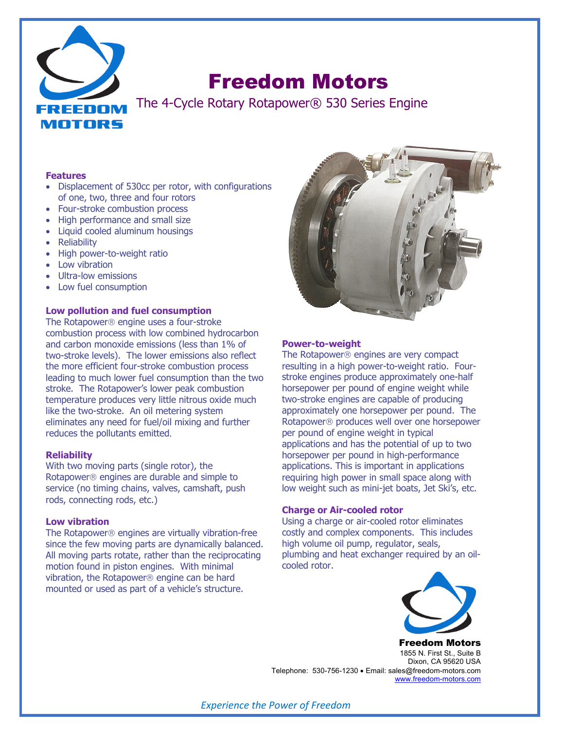# Freedom Motors

## The 4-Cycle Rotary Rotapower® 530 Series Engine

### Features

- Displacement of 530cc per rotor, with configurations of one, two, three and four rotors
- Four-stroke combustion process
- High performance and small size
- Liquid cooled aluminum housings
- Reliability
- High power-to-weight ratio
- Low vibration
- Ultra-low emissions
- Low fuel consumption

### Low pollution and fuel consumption

The Rotapower® engine uses a four-stroke combustion process with low combined hydrocarbon and carbon monoxide emissions (less than 1% of two-stroke levels). The lower emissions also reflect the more efficient four-stroke combustion process leading to much lower fuel consumption than the two stroke. The Rotapower's lower peak combustion temperature produces very little nitrous oxide much like the two-stroke. An oil metering system eliminates any need for fuel/oil mixing and further reduces the pollutants emitted.

### Reliability

With two moving parts (single rotor), the Rotapower® engines are durable and simple to service (no timing chains, valves, camshaft, push rods, connecting rods, etc.)

### Low vibration

The Rotapower® engines are virtually vibration-free since the few moving parts are dynamically balanced. All moving parts rotate, rather than the reciprocating motion found in piston engines. With minimal vibration, the Rotapower® engine can be hard mounted or used as part of a vehicle's structure.

### Power-to-weight

The Rotapower® engines are very compact resulting in a high power-to-weight ratio. Four-stroke engines produce approximately one-half horsepower per pound of engine weight while two-stroke engines are capable of producing approximately one horsepower per pound. The Rotapower® produces well over one horsepower per pound of engine weight in typical applications and has the potential of up to two horsepower per pound in high-performance applications. This is important in applications requiring high power in small space along with low weight such as mini-jet boats, Jet Ski's, etc.

### Charge or Air-cooled rotor

Using a charge or air-cooled rotor eliminates costly and complex components. This includes high volume oil pump, regulator, seals, plumbing and heat exchanger required by an oil-cooled rotor.

**Freedom Motors**
1855 N. First St., Suite B
Dixon, CA 95620 USA
Telephone: 530-756-1230 • Email: sales@freedom-motors.com
www.freedom-motors.com

*Experience the Power of Freedom*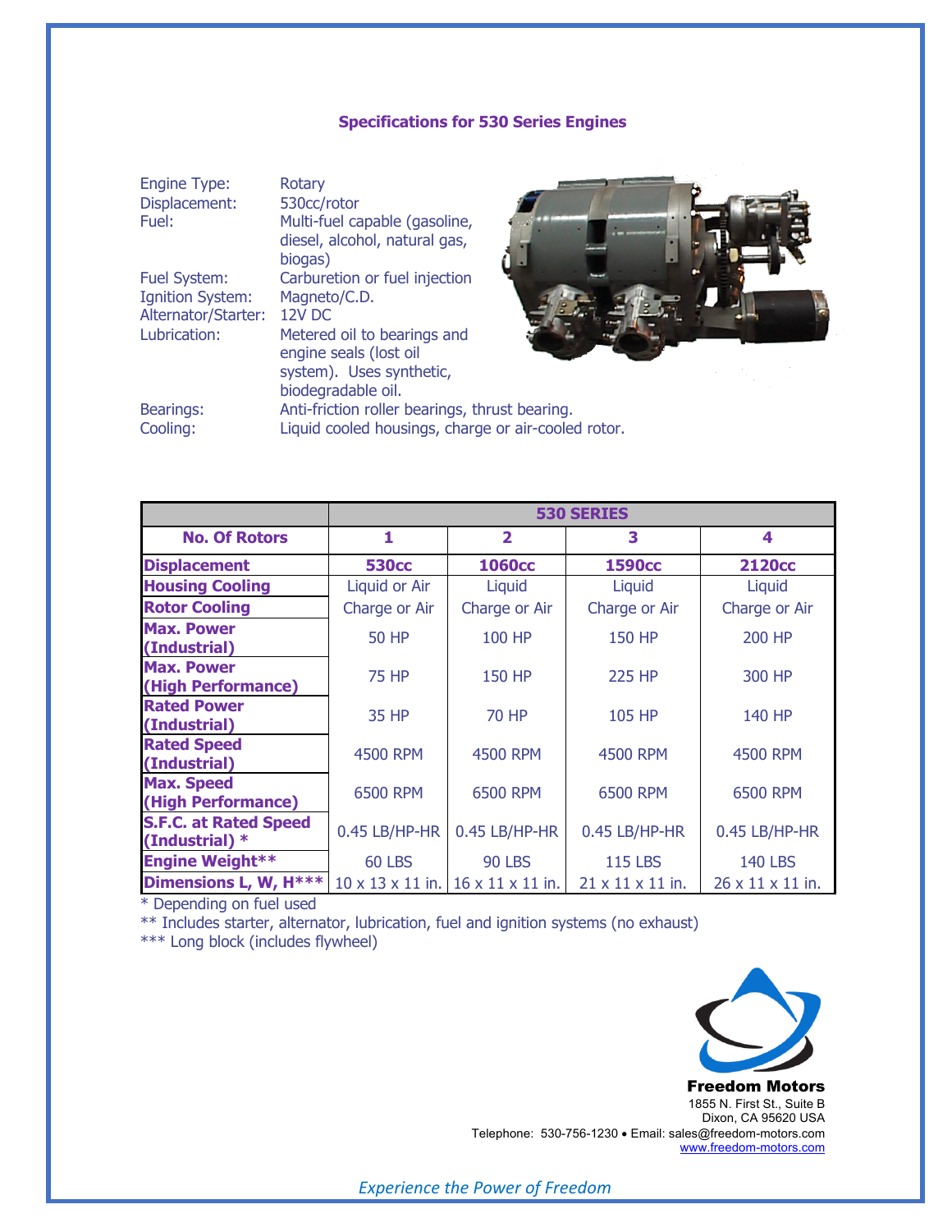## Specifications for 530 Series Engines

| | |
|---|---|
| Engine Type: | Rotary |
| Displacement: | 530cc/rotor |
| Fuel: | Multi-fuel capable (gasoline, diesel, alcohol, natural gas, biogas) |
| Fuel System: | Carburetion or fuel injection |
| Ignition System: | Magneto/C.D. |
| Alternator/Starter: | 12V DC |
| Lubrication: | Metered oil to bearings and engine seals (lost oil system). Uses synthetic, biodegradable oil. |
| Bearings: | Anti-friction roller bearings, thrust bearing. |
| Cooling: | Liquid cooled housings, charge or air-cooled rotor. |

| | **530 SERIES** | | | |
|---|---|---|---|---|
| **No. Of Rotors** | **1** | **2** | **3** | **4** |
| **Displacement** | **530cc** | **1060cc** | **1590cc** | **2120cc** |
| **Housing Cooling** | Liquid or Air | Liquid | Liquid | Liquid |
| **Rotor Cooling** | Charge or Air | Charge or Air | Charge or Air | Charge or Air |
| **Max. Power (Industrial)** | 50 HP | 100 HP | 150 HP | 200 HP |
| **Max. Power (High Performance)** | 75 HP | 150 HP | 225 HP | 300 HP |
| **Rated Power (Industrial)** | 35 HP | 70 HP | 105 HP | 140 HP |
| **Rated Speed (Industrial)** | 4500 RPM | 4500 RPM | 4500 RPM | 4500 RPM |
| **Max. Speed (High Performance)** | 6500 RPM | 6500 RPM | 6500 RPM | 6500 RPM |
| **S.F.C. at Rated Speed (Industrial) *** | 0.45 LB/HP-HR | 0.45 LB/HP-HR | 0.45 LB/HP-HR | 0.45 LB/HP-HR |
| **Engine Weight**** | 60 LBS | 90 LBS | 115 LBS | 140 LBS |
| **Dimensions L, W, H***** | 10 x 13 x 11 in. | 16 x 11 x 11 in. | 21 x 11 x 11 in. | 26 x 11 x 11 in. |

* Depending on fuel used

** Includes starter, alternator, lubrication, fuel and ignition systems (no exhaust)

*** Long block (includes flywheel)

**Freedom Motors**
1855 N. First St., Suite B
Dixon, CA 95620 USA
Telephone: 530-756-1230 • Email: sales@freedom-motors.com
www.freedom-motors.com

*Experience the Power of Freedom*